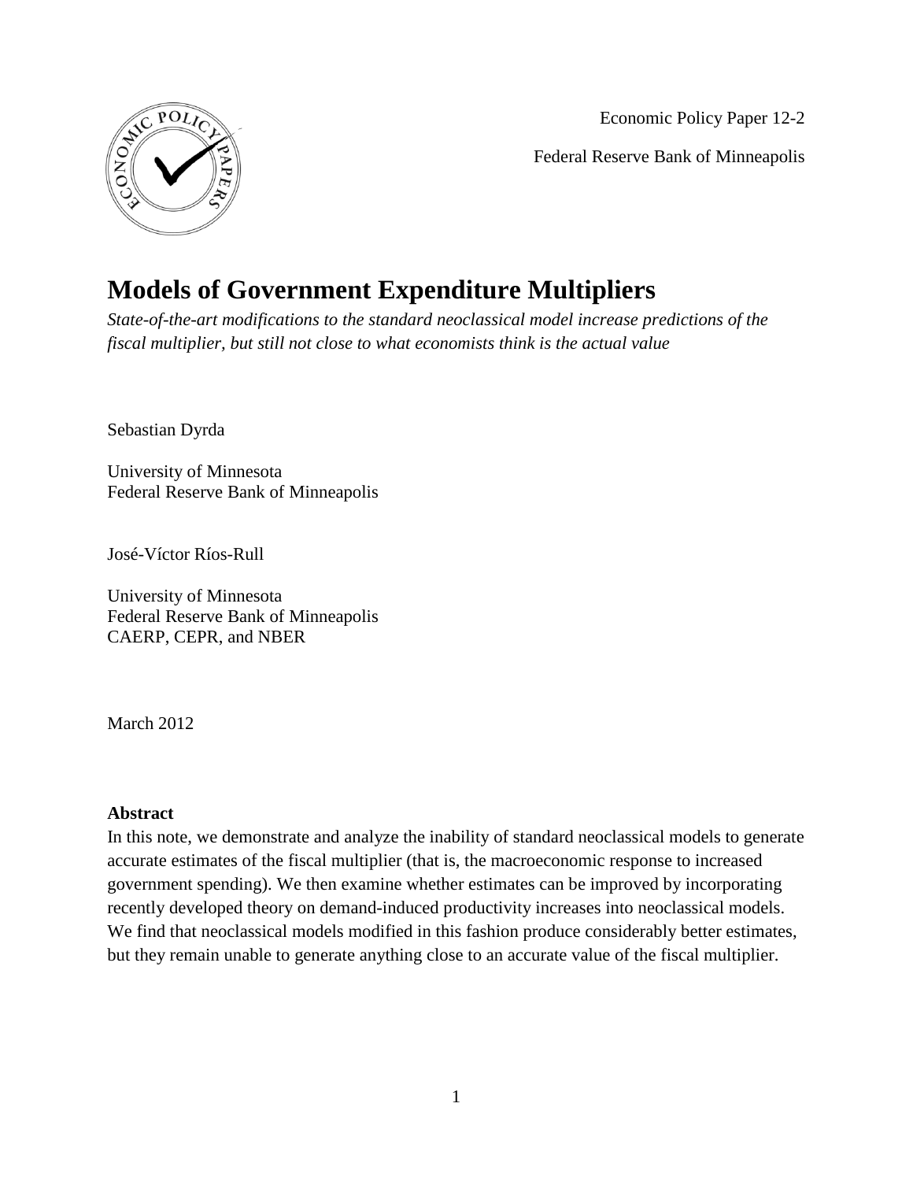Economic Policy Paper 12-2

Federal Reserve Bank of Minneapolis

# Models of Government Expenditure Multipliers

*State-of-the-art modifications to the standard neoclassical model increase predictions of the fiscal multiplier, but still not close to what economists think is the actual value*

Sebastian Dyrda

University of Minnesota
Federal Reserve Bank of Minneapolis

José-Víctor Ríos-Rull

University of Minnesota
Federal Reserve Bank of Minneapolis
CAERP, CEPR, and NBER

March 2012

**Abstract**

In this note, we demonstrate and analyze the inability of standard neoclassical models to generate accurate estimates of the fiscal multiplier (that is, the macroeconomic response to increased government spending). We then examine whether estimates can be improved by incorporating recently developed theory on demand-induced productivity increases into neoclassical models. We find that neoclassical models modified in this fashion produce considerably better estimates, but they remain unable to generate anything close to an accurate value of the fiscal multiplier.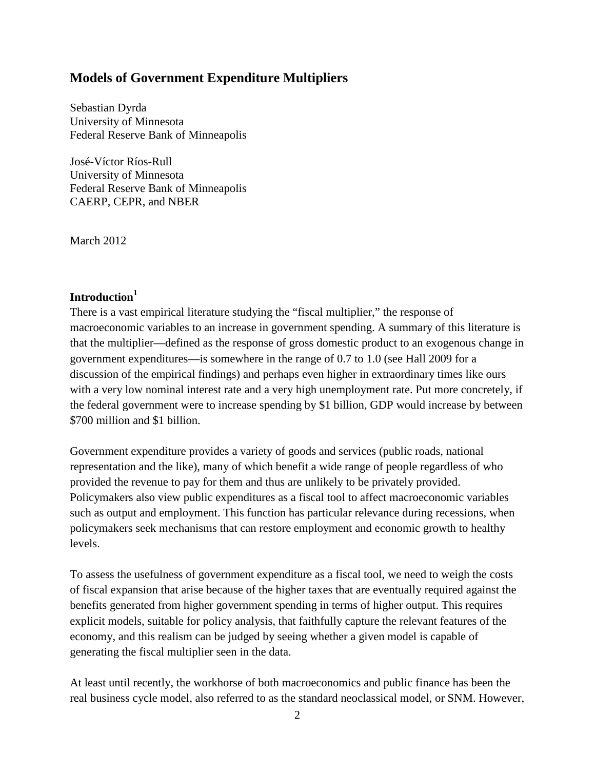# Models of Government Expenditure Multipliers

Sebastian Dyrda
University of Minnesota
Federal Reserve Bank of Minneapolis

José-Víctor Ríos-Rull
University of Minnesota
Federal Reserve Bank of Minneapolis
CAERP, CEPR, and NBER

March 2012

## Introduction[1]

There is a vast empirical literature studying the "fiscal multiplier," the response of macroeconomic variables to an increase in government spending. A summary of this literature is that the multiplier—defined as the response of gross domestic product to an exogenous change in government expenditures—is somewhere in the range of 0.7 to 1.0 (see Hall 2009 for a discussion of the empirical findings) and perhaps even higher in extraordinary times like ours with a very low nominal interest rate and a very high unemployment rate. Put more concretely, if the federal government were to increase spending by $1 billion, GDP would increase by between $700 million and $1 billion.

Government expenditure provides a variety of goods and services (public roads, national representation and the like), many of which benefit a wide range of people regardless of who provided the revenue to pay for them and thus are unlikely to be privately provided. Policymakers also view public expenditures as a fiscal tool to affect macroeconomic variables such as output and employment. This function has particular relevance during recessions, when policymakers seek mechanisms that can restore employment and economic growth to healthy levels.

To assess the usefulness of government expenditure as a fiscal tool, we need to weigh the costs of fiscal expansion that arise because of the higher taxes that are eventually required against the benefits generated from higher government spending in terms of higher output. This requires explicit models, suitable for policy analysis, that faithfully capture the relevant features of the economy, and this realism can be judged by seeing whether a given model is capable of generating the fiscal multiplier seen in the data.

At least until recently, the workhorse of both macroeconomics and public finance has been the real business cycle model, also referred to as the standard neoclassical model, or SNM. However,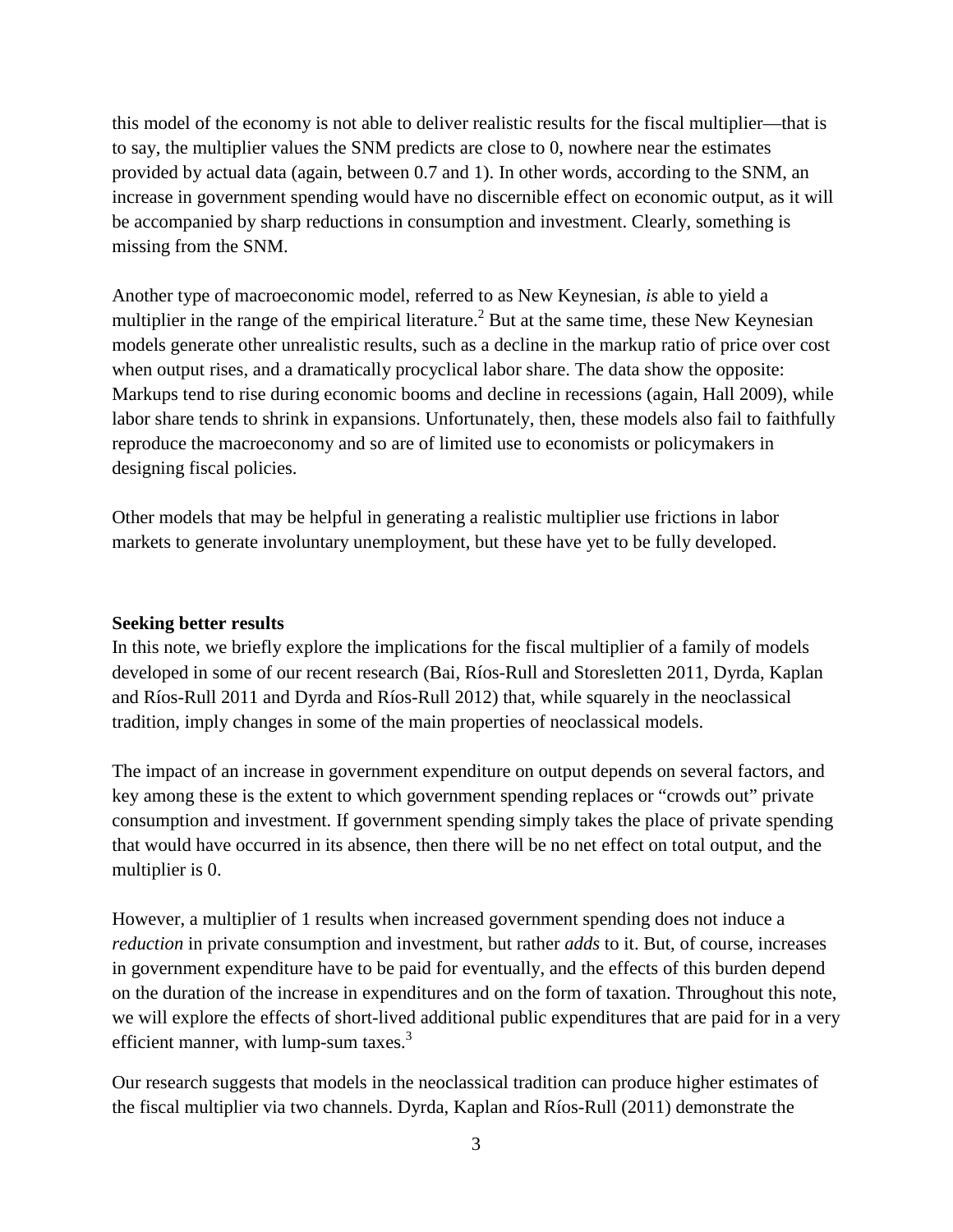this model of the economy is not able to deliver realistic results for the fiscal multiplier—that is to say, the multiplier values the SNM predicts are close to 0, nowhere near the estimates provided by actual data (again, between 0.7 and 1). In other words, according to the SNM, an increase in government spending would have no discernible effect on economic output, as it will be accompanied by sharp reductions in consumption and investment. Clearly, something is missing from the SNM.

Another type of macroeconomic model, referred to as New Keynesian, *is* able to yield a multiplier in the range of the empirical literature.[2] But at the same time, these New Keynesian models generate other unrealistic results, such as a decline in the markup ratio of price over cost when output rises, and a dramatically procyclical labor share. The data show the opposite: Markups tend to rise during economic booms and decline in recessions (again, Hall 2009), while labor share tends to shrink in expansions. Unfortunately, then, these models also fail to faithfully reproduce the macroeconomy and so are of limited use to economists or policymakers in designing fiscal policies.

Other models that may be helpful in generating a realistic multiplier use frictions in labor markets to generate involuntary unemployment, but these have yet to be fully developed.

**Seeking better results**

In this note, we briefly explore the implications for the fiscal multiplier of a family of models developed in some of our recent research (Bai, Ríos-Rull and Storesletten 2011, Dyrda, Kaplan and Ríos-Rull 2011 and Dyrda and Ríos-Rull 2012) that, while squarely in the neoclassical tradition, imply changes in some of the main properties of neoclassical models.

The impact of an increase in government expenditure on output depends on several factors, and key among these is the extent to which government spending replaces or "crowds out" private consumption and investment. If government spending simply takes the place of private spending that would have occurred in its absence, then there will be no net effect on total output, and the multiplier is 0.

However, a multiplier of 1 results when increased government spending does not induce a *reduction* in private consumption and investment, but rather *adds* to it. But, of course, increases in government expenditure have to be paid for eventually, and the effects of this burden depend on the duration of the increase in expenditures and on the form of taxation. Throughout this note, we will explore the effects of short-lived additional public expenditures that are paid for in a very efficient manner, with lump-sum taxes.[3]

Our research suggests that models in the neoclassical tradition can produce higher estimates of the fiscal multiplier via two channels. Dyrda, Kaplan and Ríos-Rull (2011) demonstrate the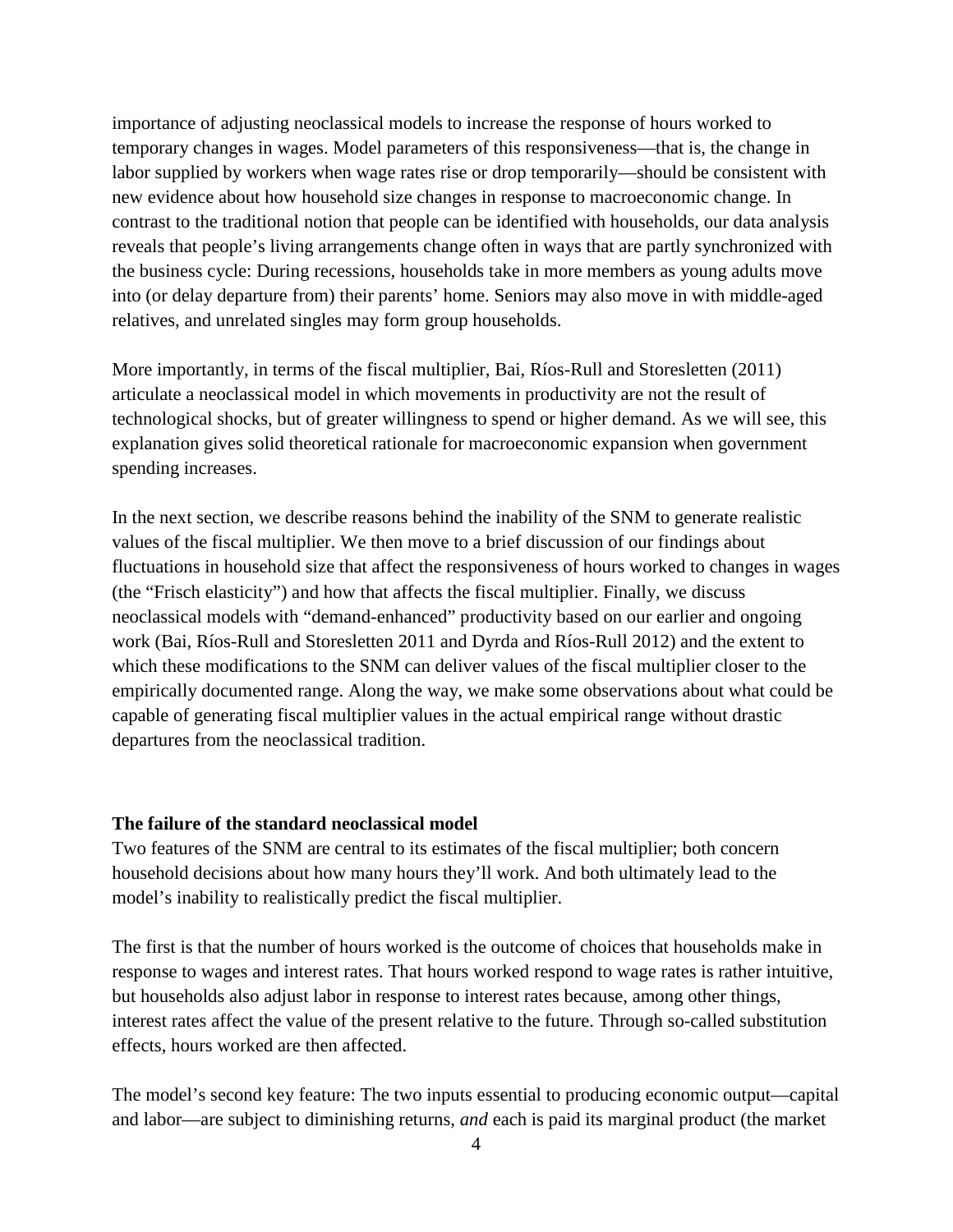importance of adjusting neoclassical models to increase the response of hours worked to temporary changes in wages. Model parameters of this responsiveness—that is, the change in labor supplied by workers when wage rates rise or drop temporarily—should be consistent with new evidence about how household size changes in response to macroeconomic change. In contrast to the traditional notion that people can be identified with households, our data analysis reveals that people's living arrangements change often in ways that are partly synchronized with the business cycle: During recessions, households take in more members as young adults move into (or delay departure from) their parents' home. Seniors may also move in with middle-aged relatives, and unrelated singles may form group households.

More importantly, in terms of the fiscal multiplier, Bai, Ríos-Rull and Storesletten (2011) articulate a neoclassical model in which movements in productivity are not the result of technological shocks, but of greater willingness to spend or higher demand. As we will see, this explanation gives solid theoretical rationale for macroeconomic expansion when government spending increases.

In the next section, we describe reasons behind the inability of the SNM to generate realistic values of the fiscal multiplier. We then move to a brief discussion of our findings about fluctuations in household size that affect the responsiveness of hours worked to changes in wages (the "Frisch elasticity") and how that affects the fiscal multiplier. Finally, we discuss neoclassical models with "demand-enhanced" productivity based on our earlier and ongoing work (Bai, Ríos-Rull and Storesletten 2011 and Dyrda and Ríos-Rull 2012) and the extent to which these modifications to the SNM can deliver values of the fiscal multiplier closer to the empirically documented range. Along the way, we make some observations about what could be capable of generating fiscal multiplier values in the actual empirical range without drastic departures from the neoclassical tradition.

**The failure of the standard neoclassical model**

Two features of the SNM are central to its estimates of the fiscal multiplier; both concern household decisions about how many hours they'll work. And both ultimately lead to the model's inability to realistically predict the fiscal multiplier.

The first is that the number of hours worked is the outcome of choices that households make in response to wages and interest rates. That hours worked respond to wage rates is rather intuitive, but households also adjust labor in response to interest rates because, among other things, interest rates affect the value of the present relative to the future. Through so-called substitution effects, hours worked are then affected.

The model's second key feature: The two inputs essential to producing economic output—capital and labor—are subject to diminishing returns, *and* each is paid its marginal product (the market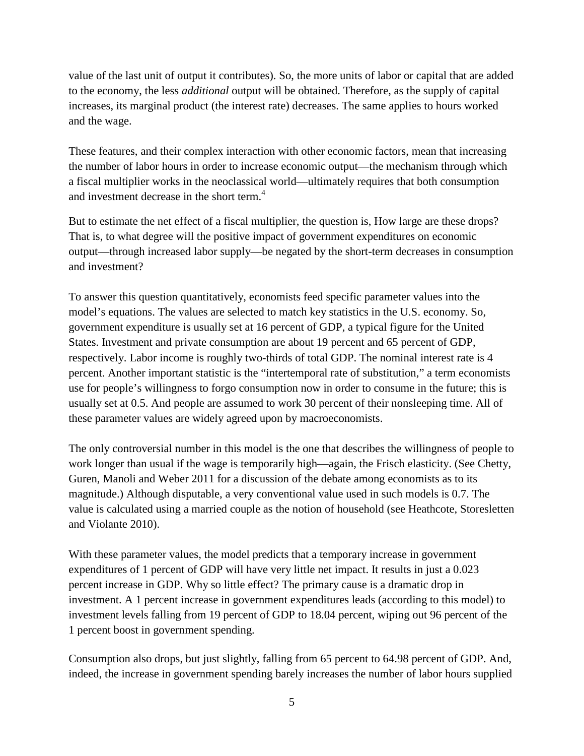value of the last unit of output it contributes). So, the more units of labor or capital that are added to the economy, the less *additional* output will be obtained. Therefore, as the supply of capital increases, its marginal product (the interest rate) decreases. The same applies to hours worked and the wage.

These features, and their complex interaction with other economic factors, mean that increasing the number of labor hours in order to increase economic output—the mechanism through which a fiscal multiplier works in the neoclassical world—ultimately requires that both consumption and investment decrease in the short term.[4]

But to estimate the net effect of a fiscal multiplier, the question is, How large are these drops? That is, to what degree will the positive impact of government expenditures on economic output—through increased labor supply—be negated by the short-term decreases in consumption and investment?

To answer this question quantitatively, economists feed specific parameter values into the model's equations. The values are selected to match key statistics in the U.S. economy. So, government expenditure is usually set at 16 percent of GDP, a typical figure for the United States. Investment and private consumption are about 19 percent and 65 percent of GDP, respectively. Labor income is roughly two-thirds of total GDP. The nominal interest rate is 4 percent. Another important statistic is the "intertemporal rate of substitution," a term economists use for people's willingness to forgo consumption now in order to consume in the future; this is usually set at 0.5. And people are assumed to work 30 percent of their nonsleeping time. All of these parameter values are widely agreed upon by macroeconomists.

The only controversial number in this model is the one that describes the willingness of people to work longer than usual if the wage is temporarily high—again, the Frisch elasticity. (See Chetty, Guren, Manoli and Weber 2011 for a discussion of the debate among economists as to its magnitude.) Although disputable, a very conventional value used in such models is 0.7. The value is calculated using a married couple as the notion of household (see Heathcote, Storesletten and Violante 2010).

With these parameter values, the model predicts that a temporary increase in government expenditures of 1 percent of GDP will have very little net impact. It results in just a 0.023 percent increase in GDP. Why so little effect? The primary cause is a dramatic drop in investment. A 1 percent increase in government expenditures leads (according to this model) to investment levels falling from 19 percent of GDP to 18.04 percent, wiping out 96 percent of the 1 percent boost in government spending.

Consumption also drops, but just slightly, falling from 65 percent to 64.98 percent of GDP. And, indeed, the increase in government spending barely increases the number of labor hours supplied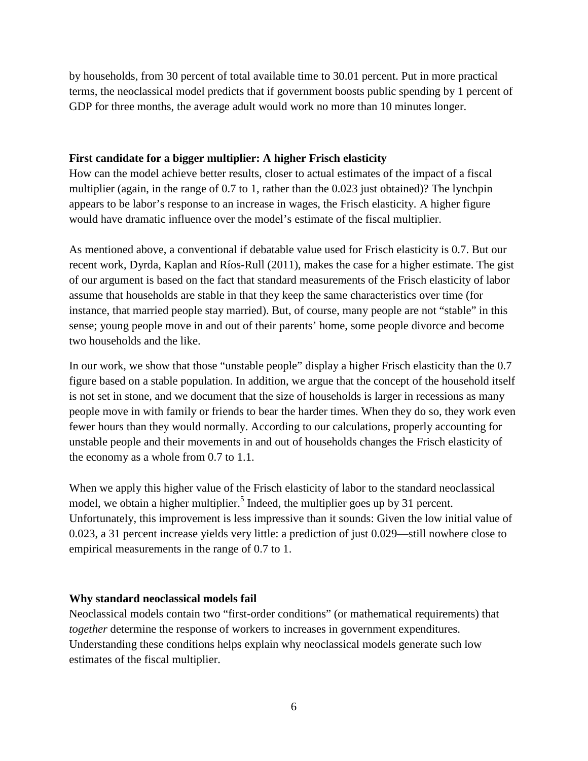by households, from 30 percent of total available time to 30.01 percent. Put in more practical terms, the neoclassical model predicts that if government boosts public spending by 1 percent of GDP for three months, the average adult would work no more than 10 minutes longer.

**First candidate for a bigger multiplier: A higher Frisch elasticity**

How can the model achieve better results, closer to actual estimates of the impact of a fiscal multiplier (again, in the range of 0.7 to 1, rather than the 0.023 just obtained)? The lynchpin appears to be labor's response to an increase in wages, the Frisch elasticity. A higher figure would have dramatic influence over the model's estimate of the fiscal multiplier.

As mentioned above, a conventional if debatable value used for Frisch elasticity is 0.7. But our recent work, Dyrda, Kaplan and Ríos-Rull (2011), makes the case for a higher estimate. The gist of our argument is based on the fact that standard measurements of the Frisch elasticity of labor assume that households are stable in that they keep the same characteristics over time (for instance, that married people stay married). But, of course, many people are not "stable" in this sense; young people move in and out of their parents' home, some people divorce and become two households and the like.

In our work, we show that those "unstable people" display a higher Frisch elasticity than the 0.7 figure based on a stable population. In addition, we argue that the concept of the household itself is not set in stone, and we document that the size of households is larger in recessions as many people move in with family or friends to bear the harder times. When they do so, they work even fewer hours than they would normally. According to our calculations, properly accounting for unstable people and their movements in and out of households changes the Frisch elasticity of the economy as a whole from 0.7 to 1.1.

When we apply this higher value of the Frisch elasticity of labor to the standard neoclassical model, we obtain a higher multiplier.[5] Indeed, the multiplier goes up by 31 percent. Unfortunately, this improvement is less impressive than it sounds: Given the low initial value of 0.023, a 31 percent increase yields very little: a prediction of just 0.029—still nowhere close to empirical measurements in the range of 0.7 to 1.

**Why standard neoclassical models fail**

Neoclassical models contain two "first-order conditions" (or mathematical requirements) that *together* determine the response of workers to increases in government expenditures. Understanding these conditions helps explain why neoclassical models generate such low estimates of the fiscal multiplier.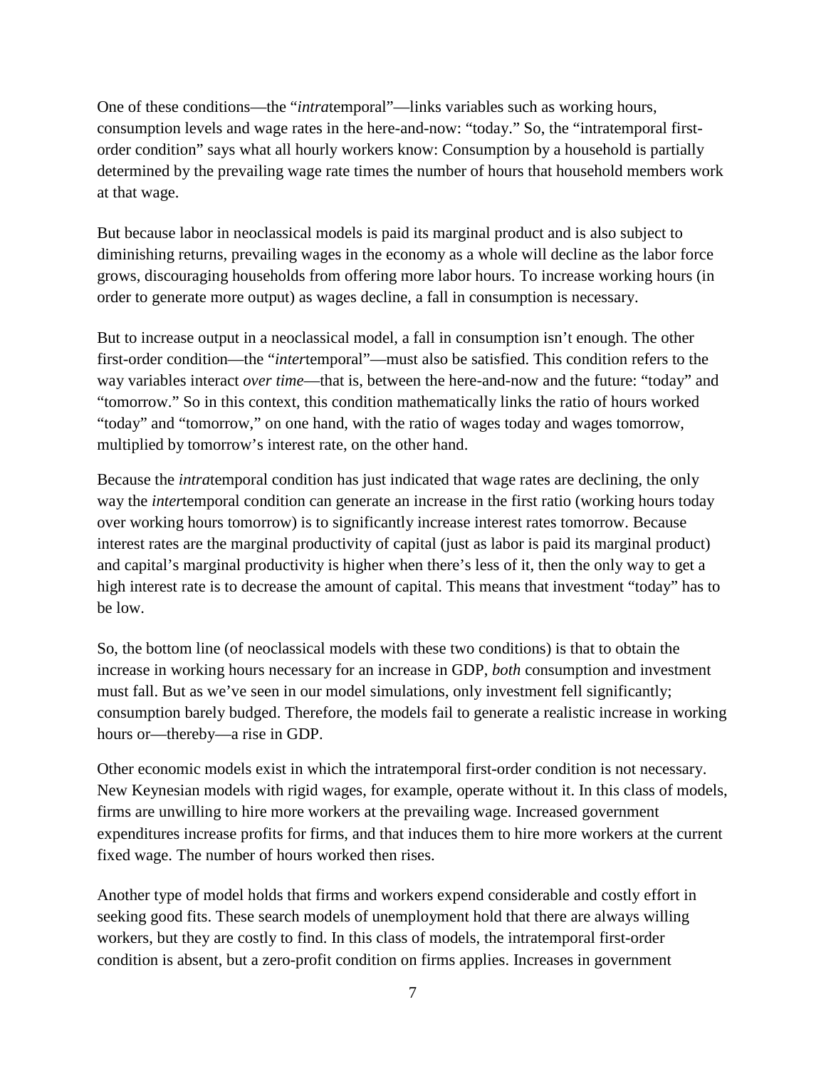One of these conditions—the "*intra*temporal"—links variables such as working hours, consumption levels and wage rates in the here-and-now: "today." So, the "intratemporal first-order condition" says what all hourly workers know: Consumption by a household is partially determined by the prevailing wage rate times the number of hours that household members work at that wage.

But because labor in neoclassical models is paid its marginal product and is also subject to diminishing returns, prevailing wages in the economy as a whole will decline as the labor force grows, discouraging households from offering more labor hours. To increase working hours (in order to generate more output) as wages decline, a fall in consumption is necessary.

But to increase output in a neoclassical model, a fall in consumption isn't enough. The other first-order condition—the "*inter*temporal"—must also be satisfied. This condition refers to the way variables interact *over time*—that is, between the here-and-now and the future: "today" and "tomorrow." So in this context, this condition mathematically links the ratio of hours worked "today" and "tomorrow," on one hand, with the ratio of wages today and wages tomorrow, multiplied by tomorrow's interest rate, on the other hand.

Because the *intra*temporal condition has just indicated that wage rates are declining, the only way the *inter*temporal condition can generate an increase in the first ratio (working hours today over working hours tomorrow) is to significantly increase interest rates tomorrow. Because interest rates are the marginal productivity of capital (just as labor is paid its marginal product) and capital's marginal productivity is higher when there's less of it, then the only way to get a high interest rate is to decrease the amount of capital. This means that investment "today" has to be low.

So, the bottom line (of neoclassical models with these two conditions) is that to obtain the increase in working hours necessary for an increase in GDP, *both* consumption and investment must fall. But as we've seen in our model simulations, only investment fell significantly; consumption barely budged. Therefore, the models fail to generate a realistic increase in working hours or—thereby—a rise in GDP.

Other economic models exist in which the intratemporal first-order condition is not necessary. New Keynesian models with rigid wages, for example, operate without it. In this class of models, firms are unwilling to hire more workers at the prevailing wage. Increased government expenditures increase profits for firms, and that induces them to hire more workers at the current fixed wage. The number of hours worked then rises.

Another type of model holds that firms and workers expend considerable and costly effort in seeking good fits. These search models of unemployment hold that there are always willing workers, but they are costly to find. In this class of models, the intratemporal first-order condition is absent, but a zero-profit condition on firms applies. Increases in government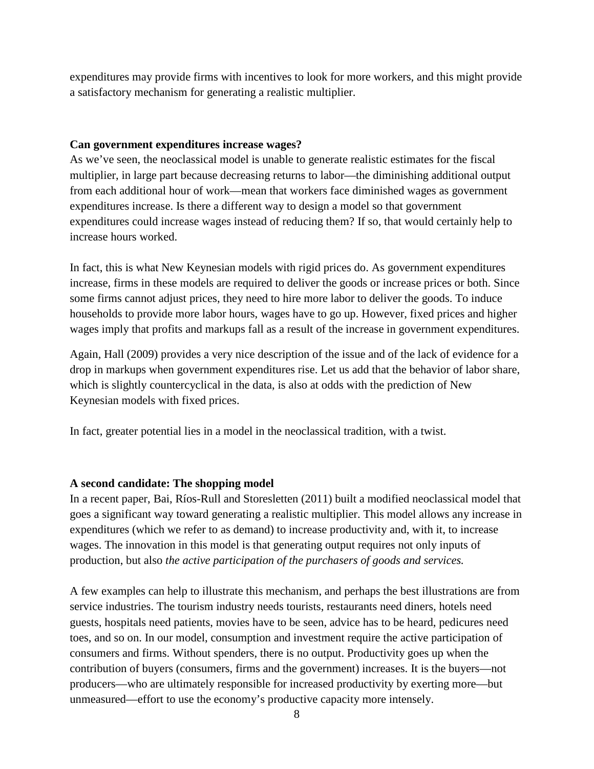expenditures may provide firms with incentives to look for more workers, and this might provide a satisfactory mechanism for generating a realistic multiplier.

**Can government expenditures increase wages?**

As we've seen, the neoclassical model is unable to generate realistic estimates for the fiscal multiplier, in large part because decreasing returns to labor—the diminishing additional output from each additional hour of work—mean that workers face diminished wages as government expenditures increase. Is there a different way to design a model so that government expenditures could increase wages instead of reducing them? If so, that would certainly help to increase hours worked.

In fact, this is what New Keynesian models with rigid prices do. As government expenditures increase, firms in these models are required to deliver the goods or increase prices or both. Since some firms cannot adjust prices, they need to hire more labor to deliver the goods. To induce households to provide more labor hours, wages have to go up. However, fixed prices and higher wages imply that profits and markups fall as a result of the increase in government expenditures.

Again, Hall (2009) provides a very nice description of the issue and of the lack of evidence for a drop in markups when government expenditures rise. Let us add that the behavior of labor share, which is slightly countercyclical in the data, is also at odds with the prediction of New Keynesian models with fixed prices.

In fact, greater potential lies in a model in the neoclassical tradition, with a twist.

**A second candidate: The shopping model**

In a recent paper, Bai, Ríos-Rull and Storesletten (2011) built a modified neoclassical model that goes a significant way toward generating a realistic multiplier. This model allows any increase in expenditures (which we refer to as demand) to increase productivity and, with it, to increase wages. The innovation in this model is that generating output requires not only inputs of production, but also *the active participation of the purchasers of goods and services.*

A few examples can help to illustrate this mechanism, and perhaps the best illustrations are from service industries. The tourism industry needs tourists, restaurants need diners, hotels need guests, hospitals need patients, movies have to be seen, advice has to be heard, pedicures need toes, and so on. In our model, consumption and investment require the active participation of consumers and firms. Without spenders, there is no output. Productivity goes up when the contribution of buyers (consumers, firms and the government) increases. It is the buyers—not producers—who are ultimately responsible for increased productivity by exerting more—but unmeasured—effort to use the economy's productive capacity more intensely.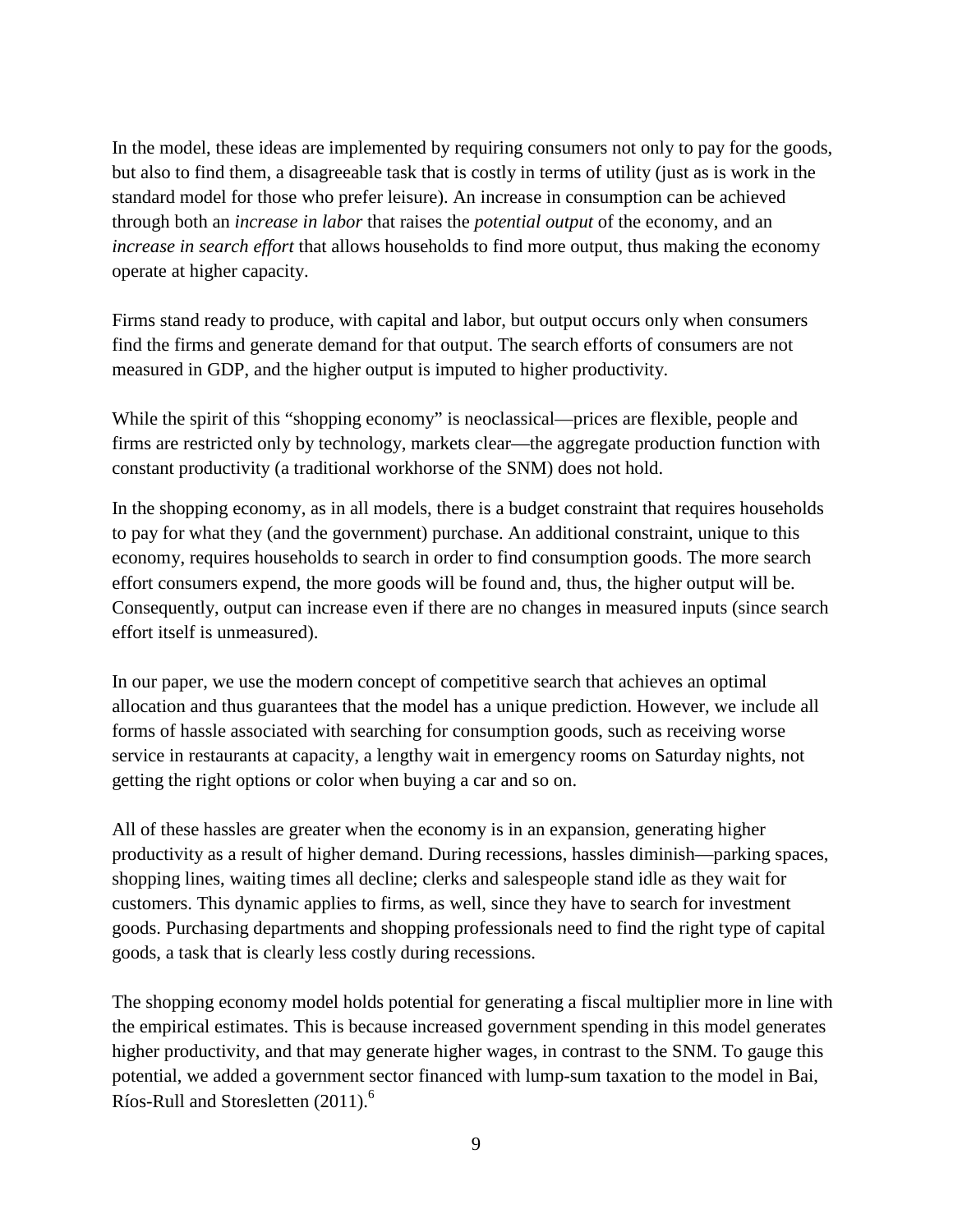In the model, these ideas are implemented by requiring consumers not only to pay for the goods, but also to find them, a disagreeable task that is costly in terms of utility (just as is work in the standard model for those who prefer leisure). An increase in consumption can be achieved through both an *increase in labor* that raises the *potential output* of the economy, and an *increase in search effort* that allows households to find more output, thus making the economy operate at higher capacity.

Firms stand ready to produce, with capital and labor, but output occurs only when consumers find the firms and generate demand for that output. The search efforts of consumers are not measured in GDP, and the higher output is imputed to higher productivity.

While the spirit of this "shopping economy" is neoclassical—prices are flexible, people and firms are restricted only by technology, markets clear—the aggregate production function with constant productivity (a traditional workhorse of the SNM) does not hold.

In the shopping economy, as in all models, there is a budget constraint that requires households to pay for what they (and the government) purchase. An additional constraint, unique to this economy, requires households to search in order to find consumption goods. The more search effort consumers expend, the more goods will be found and, thus, the higher output will be. Consequently, output can increase even if there are no changes in measured inputs (since search effort itself is unmeasured).

In our paper, we use the modern concept of competitive search that achieves an optimal allocation and thus guarantees that the model has a unique prediction. However, we include all forms of hassle associated with searching for consumption goods, such as receiving worse service in restaurants at capacity, a lengthy wait in emergency rooms on Saturday nights, not getting the right options or color when buying a car and so on.

All of these hassles are greater when the economy is in an expansion, generating higher productivity as a result of higher demand. During recessions, hassles diminish—parking spaces, shopping lines, waiting times all decline; clerks and salespeople stand idle as they wait for customers. This dynamic applies to firms, as well, since they have to search for investment goods. Purchasing departments and shopping professionals need to find the right type of capital goods, a task that is clearly less costly during recessions.

The shopping economy model holds potential for generating a fiscal multiplier more in line with the empirical estimates. This is because increased government spending in this model generates higher productivity, and that may generate higher wages, in contrast to the SNM. To gauge this potential, we added a government sector financed with lump-sum taxation to the model in Bai, Ríos-Rull and Storesletten (2011).[6]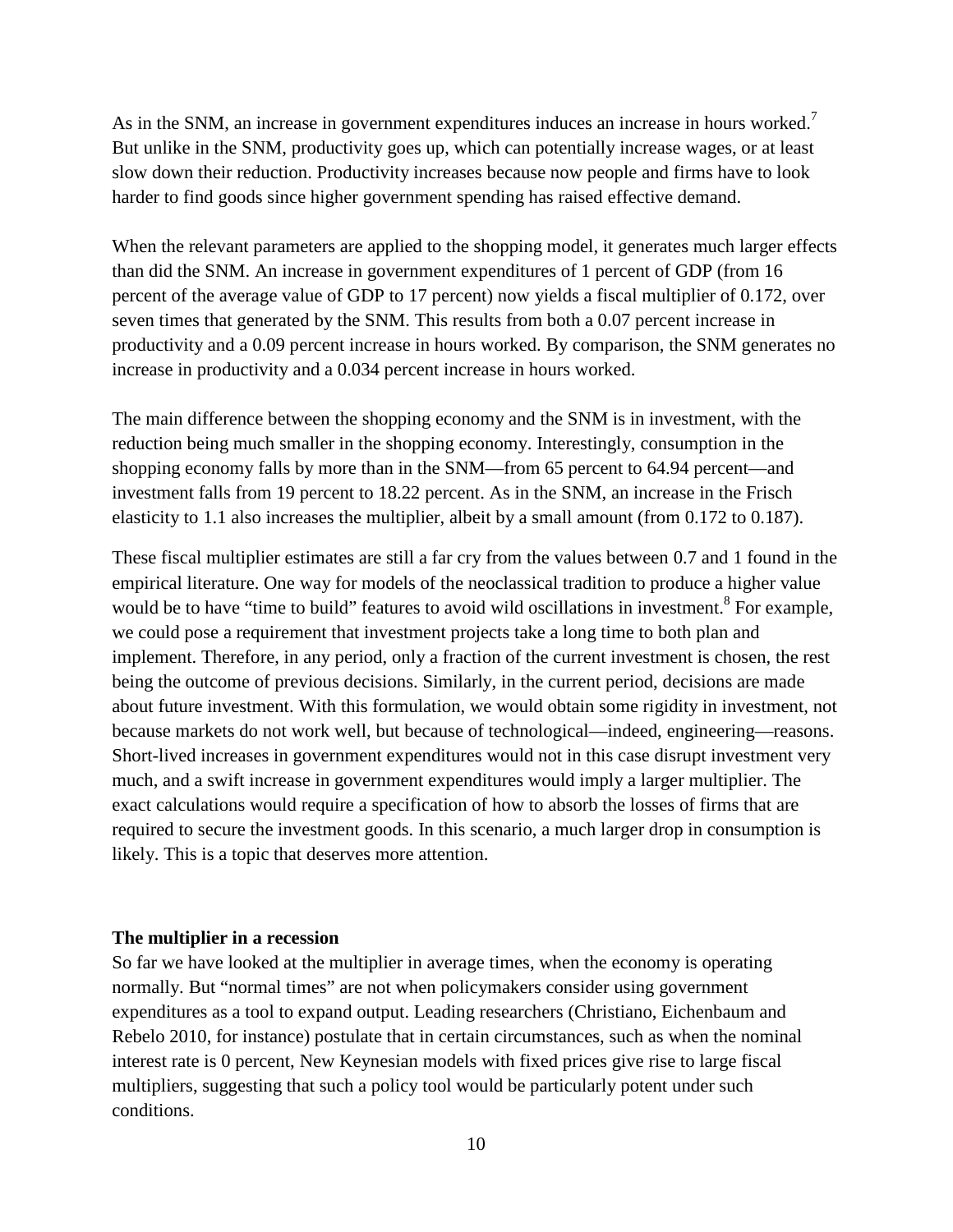As in the SNM, an increase in government expenditures induces an increase in hours worked.[7] But unlike in the SNM, productivity goes up, which can potentially increase wages, or at least slow down their reduction. Productivity increases because now people and firms have to look harder to find goods since higher government spending has raised effective demand.

When the relevant parameters are applied to the shopping model, it generates much larger effects than did the SNM. An increase in government expenditures of 1 percent of GDP (from 16 percent of the average value of GDP to 17 percent) now yields a fiscal multiplier of 0.172, over seven times that generated by the SNM. This results from both a 0.07 percent increase in productivity and a 0.09 percent increase in hours worked. By comparison, the SNM generates no increase in productivity and a 0.034 percent increase in hours worked.

The main difference between the shopping economy and the SNM is in investment, with the reduction being much smaller in the shopping economy. Interestingly, consumption in the shopping economy falls by more than in the SNM—from 65 percent to 64.94 percent—and investment falls from 19 percent to 18.22 percent. As in the SNM, an increase in the Frisch elasticity to 1.1 also increases the multiplier, albeit by a small amount (from 0.172 to 0.187).

These fiscal multiplier estimates are still a far cry from the values between 0.7 and 1 found in the empirical literature. One way for models of the neoclassical tradition to produce a higher value would be to have "time to build" features to avoid wild oscillations in investment.[8] For example, we could pose a requirement that investment projects take a long time to both plan and implement. Therefore, in any period, only a fraction of the current investment is chosen, the rest being the outcome of previous decisions. Similarly, in the current period, decisions are made about future investment. With this formulation, we would obtain some rigidity in investment, not because markets do not work well, but because of technological—indeed, engineering—reasons. Short-lived increases in government expenditures would not in this case disrupt investment very much, and a swift increase in government expenditures would imply a larger multiplier. The exact calculations would require a specification of how to absorb the losses of firms that are required to secure the investment goods. In this scenario, a much larger drop in consumption is likely. This is a topic that deserves more attention.

**The multiplier in a recession**

So far we have looked at the multiplier in average times, when the economy is operating normally. But "normal times" are not when policymakers consider using government expenditures as a tool to expand output. Leading researchers (Christiano, Eichenbaum and Rebelo 2010, for instance) postulate that in certain circumstances, such as when the nominal interest rate is 0 percent, New Keynesian models with fixed prices give rise to large fiscal multipliers, suggesting that such a policy tool would be particularly potent under such conditions.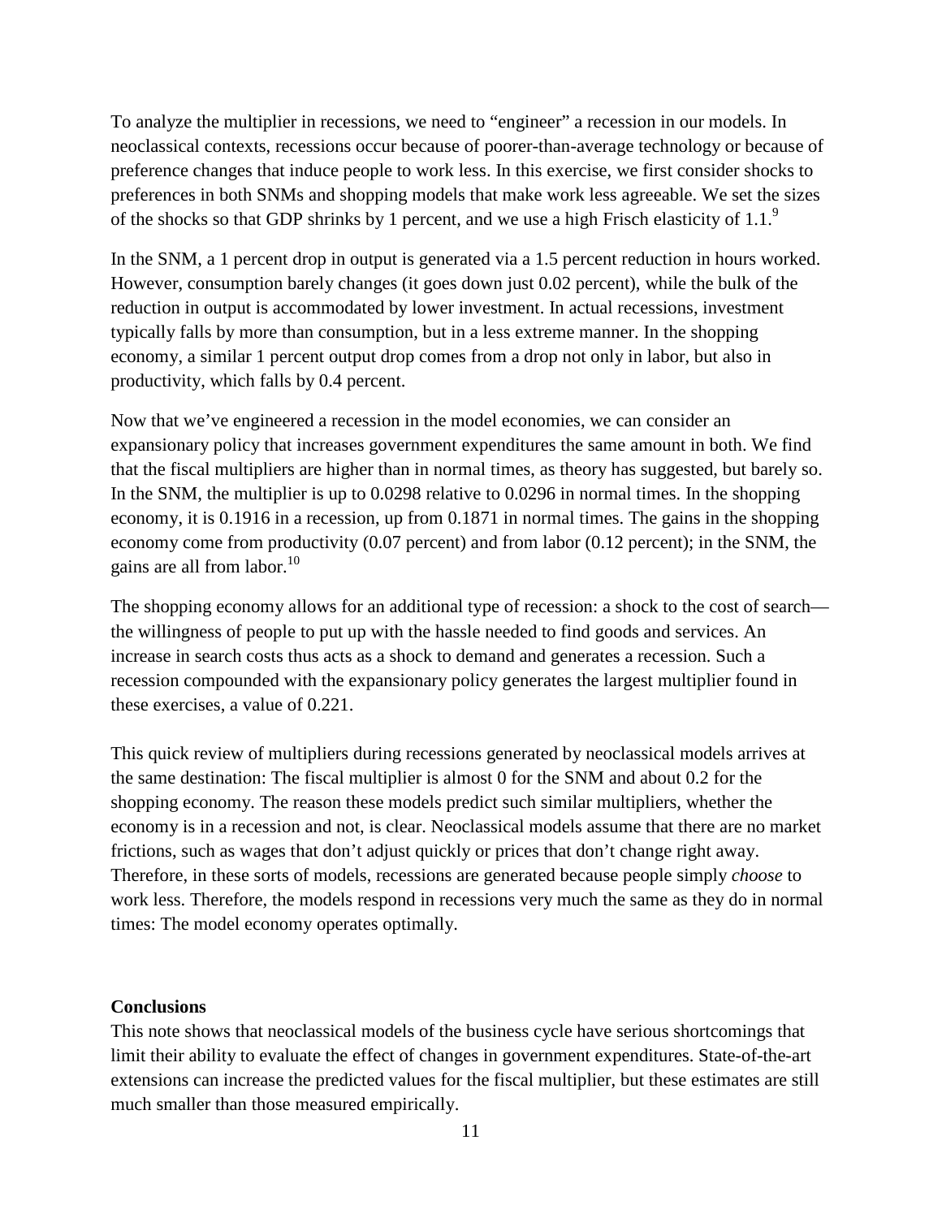To analyze the multiplier in recessions, we need to "engineer" a recession in our models. In neoclassical contexts, recessions occur because of poorer-than-average technology or because of preference changes that induce people to work less. In this exercise, we first consider shocks to preferences in both SNMs and shopping models that make work less agreeable. We set the sizes of the shocks so that GDP shrinks by 1 percent, and we use a high Frisch elasticity of 1.1.[9]

In the SNM, a 1 percent drop in output is generated via a 1.5 percent reduction in hours worked. However, consumption barely changes (it goes down just 0.02 percent), while the bulk of the reduction in output is accommodated by lower investment. In actual recessions, investment typically falls by more than consumption, but in a less extreme manner. In the shopping economy, a similar 1 percent output drop comes from a drop not only in labor, but also in productivity, which falls by 0.4 percent.

Now that we've engineered a recession in the model economies, we can consider an expansionary policy that increases government expenditures the same amount in both. We find that the fiscal multipliers are higher than in normal times, as theory has suggested, but barely so. In the SNM, the multiplier is up to 0.0298 relative to 0.0296 in normal times. In the shopping economy, it is 0.1916 in a recession, up from 0.1871 in normal times. The gains in the shopping economy come from productivity (0.07 percent) and from labor (0.12 percent); in the SNM, the gains are all from labor.[10]

The shopping economy allows for an additional type of recession: a shock to the cost of search—the willingness of people to put up with the hassle needed to find goods and services. An increase in search costs thus acts as a shock to demand and generates a recession. Such a recession compounded with the expansionary policy generates the largest multiplier found in these exercises, a value of 0.221.

This quick review of multipliers during recessions generated by neoclassical models arrives at the same destination: The fiscal multiplier is almost 0 for the SNM and about 0.2 for the shopping economy. The reason these models predict such similar multipliers, whether the economy is in a recession and not, is clear. Neoclassical models assume that there are no market frictions, such as wages that don't adjust quickly or prices that don't change right away. Therefore, in these sorts of models, recessions are generated because people simply *choose* to work less. Therefore, the models respond in recessions very much the same as they do in normal times: The model economy operates optimally.

**Conclusions**

This note shows that neoclassical models of the business cycle have serious shortcomings that limit their ability to evaluate the effect of changes in government expenditures. State-of-the-art extensions can increase the predicted values for the fiscal multiplier, but these estimates are still much smaller than those measured empirically.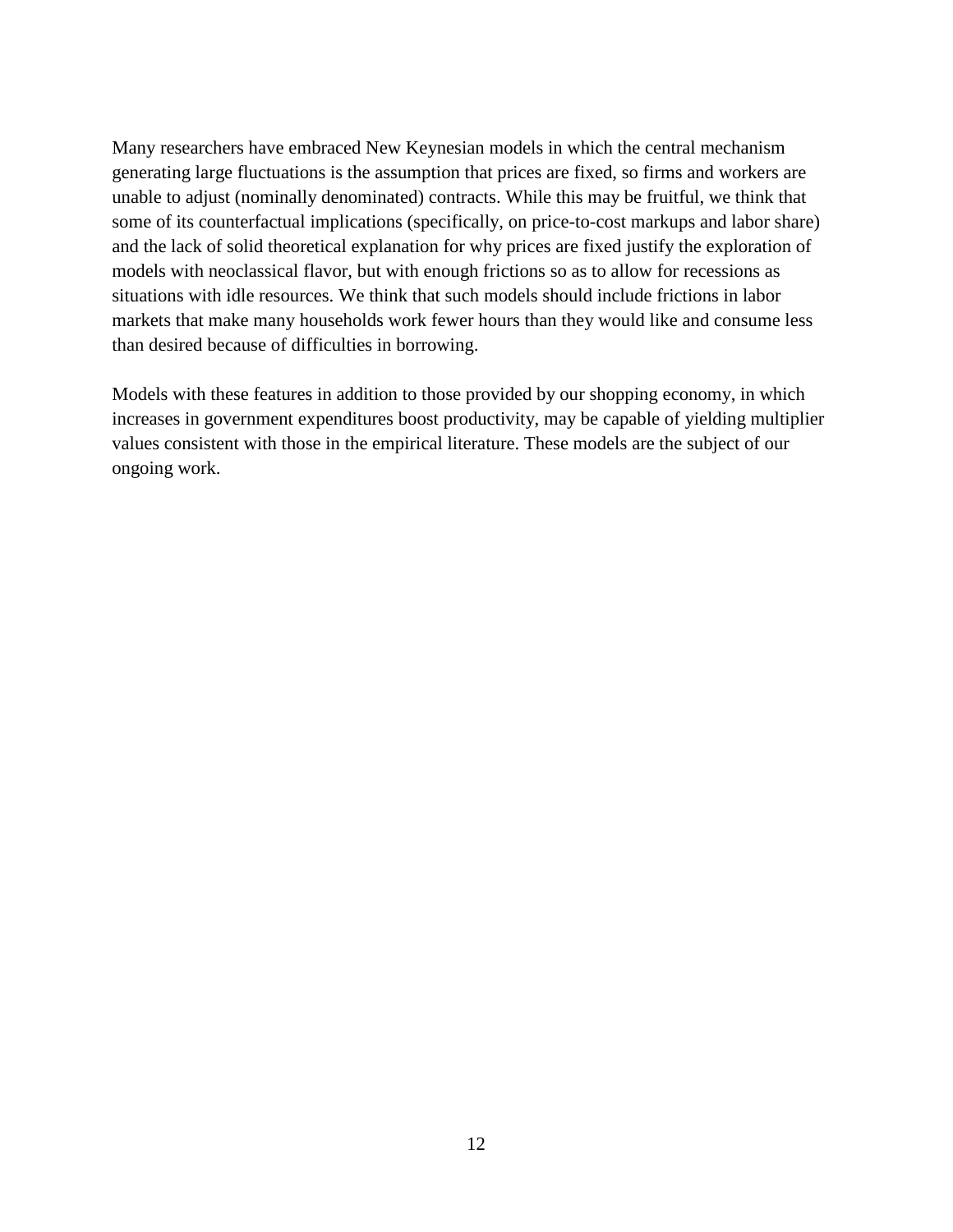Many researchers have embraced New Keynesian models in which the central mechanism generating large fluctuations is the assumption that prices are fixed, so firms and workers are unable to adjust (nominally denominated) contracts. While this may be fruitful, we think that some of its counterfactual implications (specifically, on price-to-cost markups and labor share) and the lack of solid theoretical explanation for why prices are fixed justify the exploration of models with neoclassical flavor, but with enough frictions so as to allow for recessions as situations with idle resources. We think that such models should include frictions in labor markets that make many households work fewer hours than they would like and consume less than desired because of difficulties in borrowing.

Models with these features in addition to those provided by our shopping economy, in which increases in government expenditures boost productivity, may be capable of yielding multiplier values consistent with those in the empirical literature. These models are the subject of our ongoing work.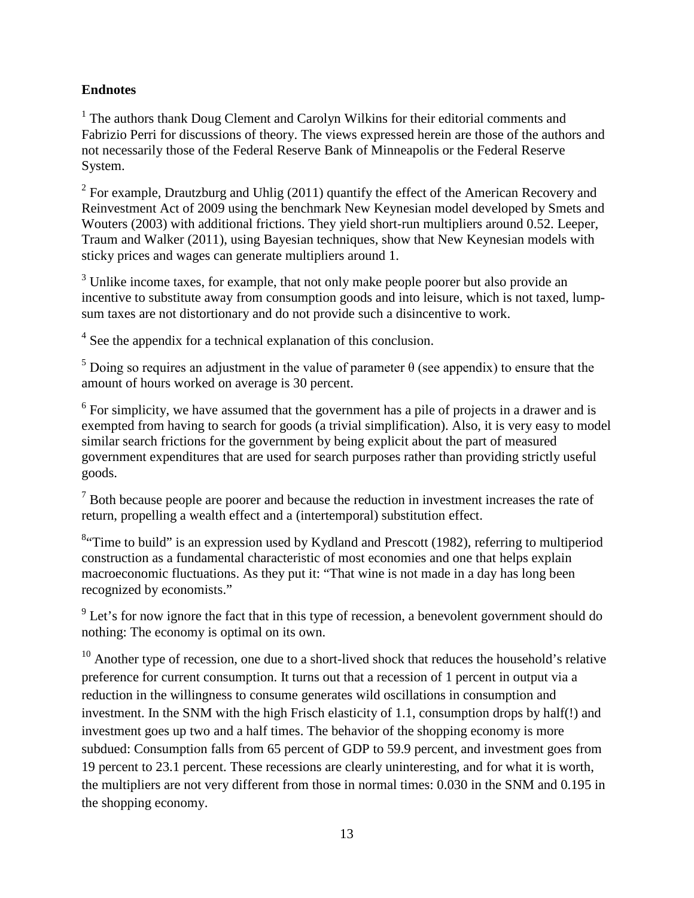**Endnotes**

[1] The authors thank Doug Clement and Carolyn Wilkins for their editorial comments and Fabrizio Perri for discussions of theory. The views expressed herein are those of the authors and not necessarily those of the Federal Reserve Bank of Minneapolis or the Federal Reserve System.

[2] For example, Drautzburg and Uhlig (2011) quantify the effect of the American Recovery and Reinvestment Act of 2009 using the benchmark New Keynesian model developed by Smets and Wouters (2003) with additional frictions. They yield short-run multipliers around 0.52. Leeper, Traum and Walker (2011), using Bayesian techniques, show that New Keynesian models with sticky prices and wages can generate multipliers around 1.

[3] Unlike income taxes, for example, that not only make people poorer but also provide an incentive to substitute away from consumption goods and into leisure, which is not taxed, lump-sum taxes are not distortionary and do not provide such a disincentive to work.

[4] See the appendix for a technical explanation of this conclusion.

[5] Doing so requires an adjustment in the value of parameter $\theta$ (see appendix) to ensure that the amount of hours worked on average is 30 percent.

[6] For simplicity, we have assumed that the government has a pile of projects in a drawer and is exempted from having to search for goods (a trivial simplification). Also, it is very easy to model similar search frictions for the government by being explicit about the part of measured government expenditures that are used for search purposes rather than providing strictly useful goods.

[7] Both because people are poorer and because the reduction in investment increases the rate of return, propelling a wealth effect and a (intertemporal) substitution effect.

[8] "Time to build" is an expression used by Kydland and Prescott (1982), referring to multiperiod construction as a fundamental characteristic of most economies and one that helps explain macroeconomic fluctuations. As they put it: "That wine is not made in a day has long been recognized by economists."

[9] Let's for now ignore the fact that in this type of recession, a benevolent government should do nothing: The economy is optimal on its own.

[10] Another type of recession, one due to a short-lived shock that reduces the household's relative preference for current consumption. It turns out that a recession of 1 percent in output via a reduction in the willingness to consume generates wild oscillations in consumption and investment. In the SNM with the high Frisch elasticity of 1.1, consumption drops by half(!) and investment goes up two and a half times. The behavior of the shopping economy is more subdued: Consumption falls from 65 percent of GDP to 59.9 percent, and investment goes from 19 percent to 23.1 percent. These recessions are clearly uninteresting, and for what it is worth, the multipliers are not very different from those in normal times: 0.030 in the SNM and 0.195 in the shopping economy.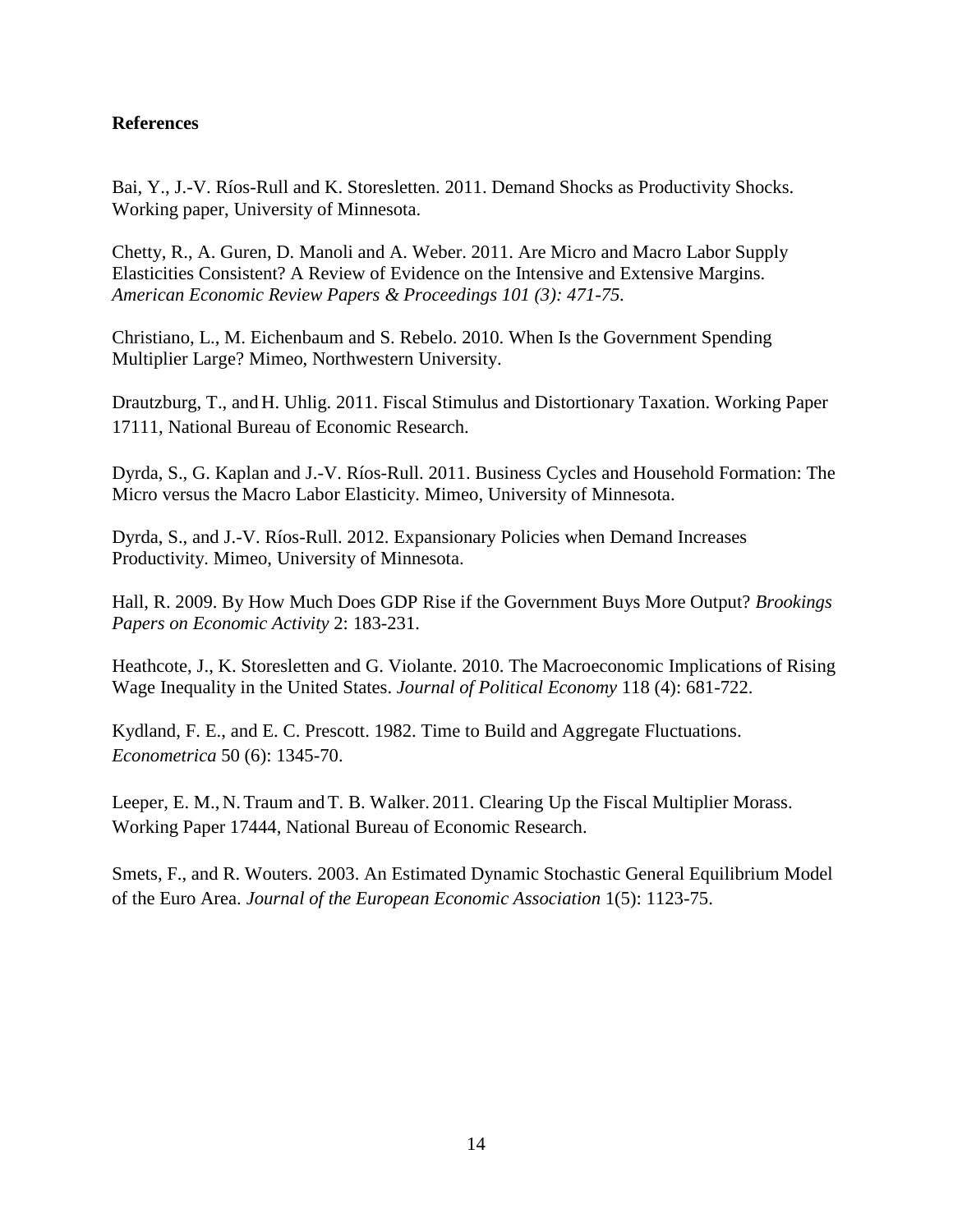**References**

Bai, Y., J.-V. Ríos-Rull and K. Storesletten. 2011. Demand Shocks as Productivity Shocks. Working paper, University of Minnesota.

Chetty, R., A. Guren, D. Manoli and A. Weber. 2011. Are Micro and Macro Labor Supply Elasticities Consistent? A Review of Evidence on the Intensive and Extensive Margins. *American Economic Review Papers & Proceedings 101 (3): 471-75.*

Christiano, L., M. Eichenbaum and S. Rebelo. 2010. When Is the Government Spending Multiplier Large? Mimeo, Northwestern University.

Drautzburg, T., and H. Uhlig. 2011. Fiscal Stimulus and Distortionary Taxation. Working Paper 17111, National Bureau of Economic Research.

Dyrda, S., G. Kaplan and J.-V. Ríos-Rull. 2011. Business Cycles and Household Formation: The Micro versus the Macro Labor Elasticity. Mimeo, University of Minnesota.

Dyrda, S., and J.-V. Ríos-Rull. 2012. Expansionary Policies when Demand Increases Productivity. Mimeo, University of Minnesota.

Hall, R. 2009. By How Much Does GDP Rise if the Government Buys More Output? *Brookings Papers on Economic Activity* 2: 183-231.

Heathcote, J., K. Storesletten and G. Violante. 2010. The Macroeconomic Implications of Rising Wage Inequality in the United States. *Journal of Political Economy* 118 (4): 681-722.

Kydland, F. E., and E. C. Prescott. 1982. Time to Build and Aggregate Fluctuations. *Econometrica* 50 (6): 1345-70.

Leeper, E. M., N. Traum and T. B. Walker. 2011. Clearing Up the Fiscal Multiplier Morass. Working Paper 17444, National Bureau of Economic Research.

Smets, F., and R. Wouters. 2003. An Estimated Dynamic Stochastic General Equilibrium Model of the Euro Area. *Journal of the European Economic Association* 1(5): 1123-75.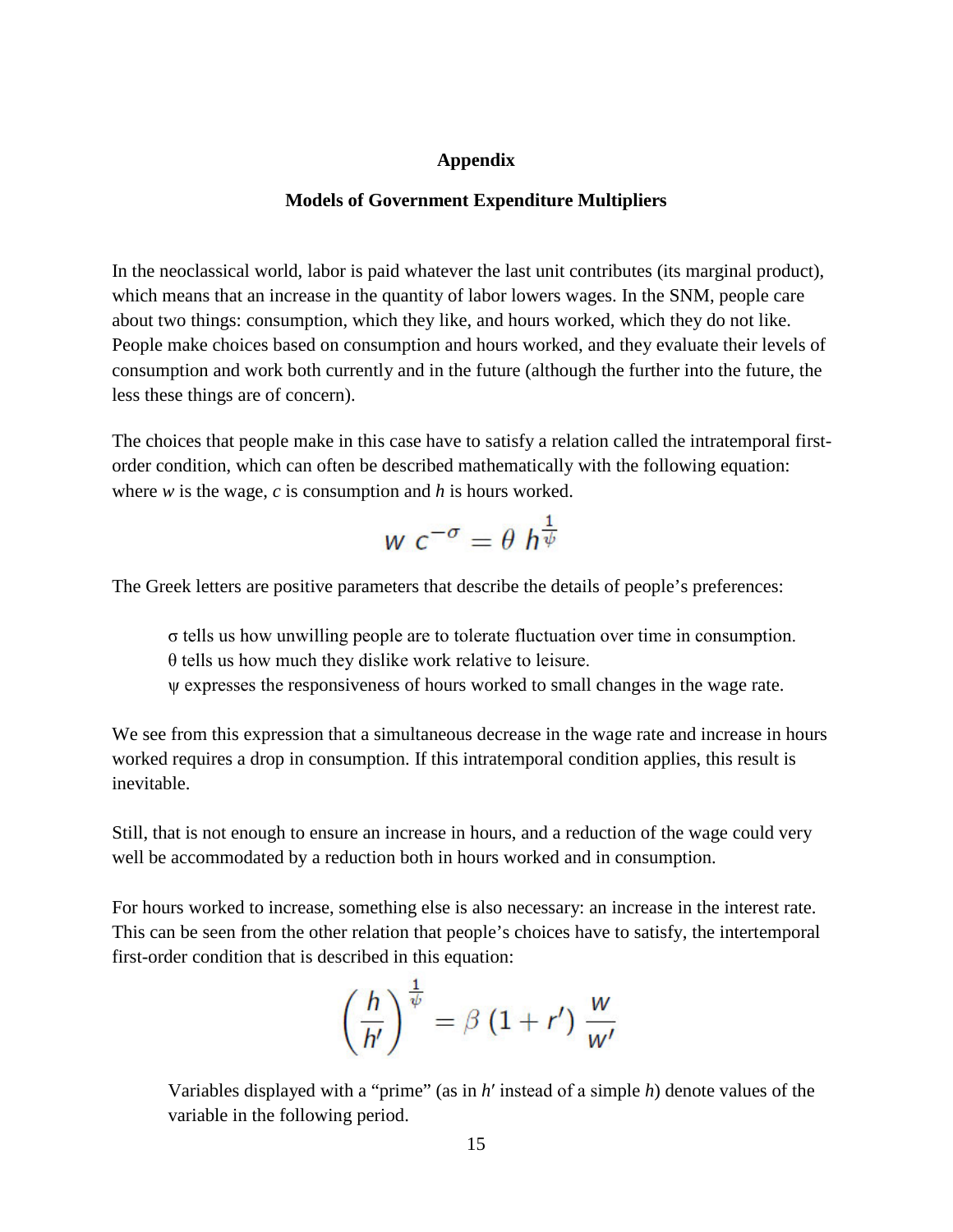# Appendix

## Models of Government Expenditure Multipliers

In the neoclassical world, labor is paid whatever the last unit contributes (its marginal product), which means that an increase in the quantity of labor lowers wages. In the SNM, people care about two things: consumption, which they like, and hours worked, which they do not like. People make choices based on consumption and hours worked, and they evaluate their levels of consumption and work both currently and in the future (although the further into the future, the less these things are of concern).

The choices that people make in this case have to satisfy a relation called the intratemporal first-order condition, which can often be described mathematically with the following equation: where *w* is the wage, *c* is consumption and *h* is hours worked.

$$w\ c^{-\sigma} = \theta\ h^{\frac{1}{\psi}}$$

The Greek letters are positive parameters that describe the details of people's preferences:

> $\sigma$ tells us how unwilling people are to tolerate fluctuation over time in consumption.
> $\theta$ tells us how much they dislike work relative to leisure.
> $\psi$ expresses the responsiveness of hours worked to small changes in the wage rate.

We see from this expression that a simultaneous decrease in the wage rate and increase in hours worked requires a drop in consumption. If this intratemporal condition applies, this result is inevitable.

Still, that is not enough to ensure an increase in hours, and a reduction of the wage could very well be accommodated by a reduction both in hours worked and in consumption.

For hours worked to increase, something else is also necessary: an increase in the interest rate. This can be seen from the other relation that people's choices have to satisfy, the intertemporal first-order condition that is described in this equation:

$$\left(\frac{h}{h'}\right)^{\frac{1}{\psi}} = \beta\ (1 + r')\ \frac{w}{w'}$$

> Variables displayed with a "prime" (as in $h'$ instead of a simple $h$) denote values of the variable in the following period.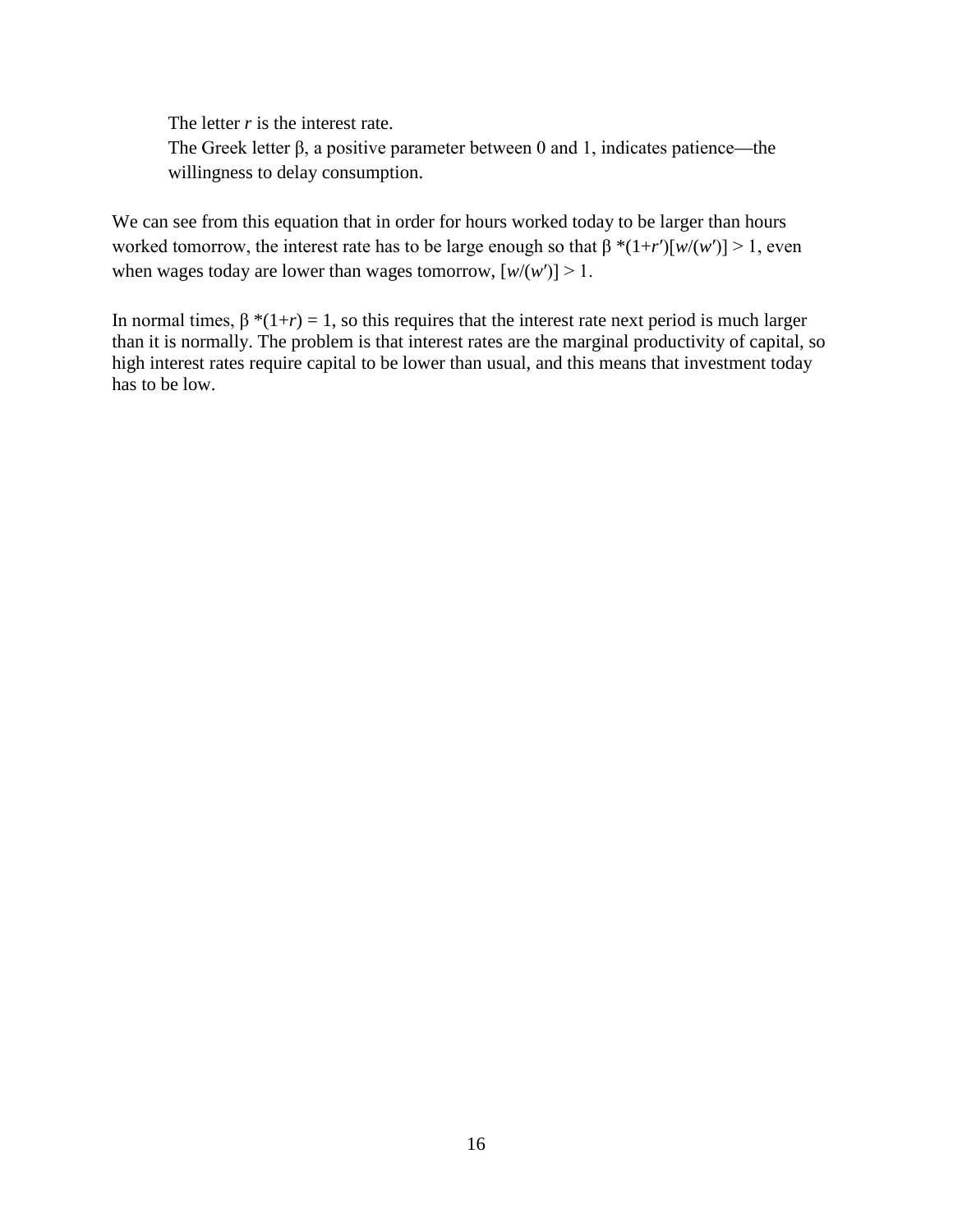The letter $r$ is the interest rate.

The Greek letter $\beta$, a positive parameter between 0 and 1, indicates patience—the willingness to delay consumption.

We can see from this equation that in order for hours worked today to be larger than hours worked tomorrow, the interest rate has to be large enough so that $\beta*(1+r')[w/(w')] > 1$, even when wages today are lower than wages tomorrow, $[w/(w')] > 1$.

In normal times, $\beta*(1+r) = 1$, so this requires that the interest rate next period is much larger than it is normally. The problem is that interest rates are the marginal productivity of capital, so high interest rates require capital to be lower than usual, and this means that investment today has to be low.